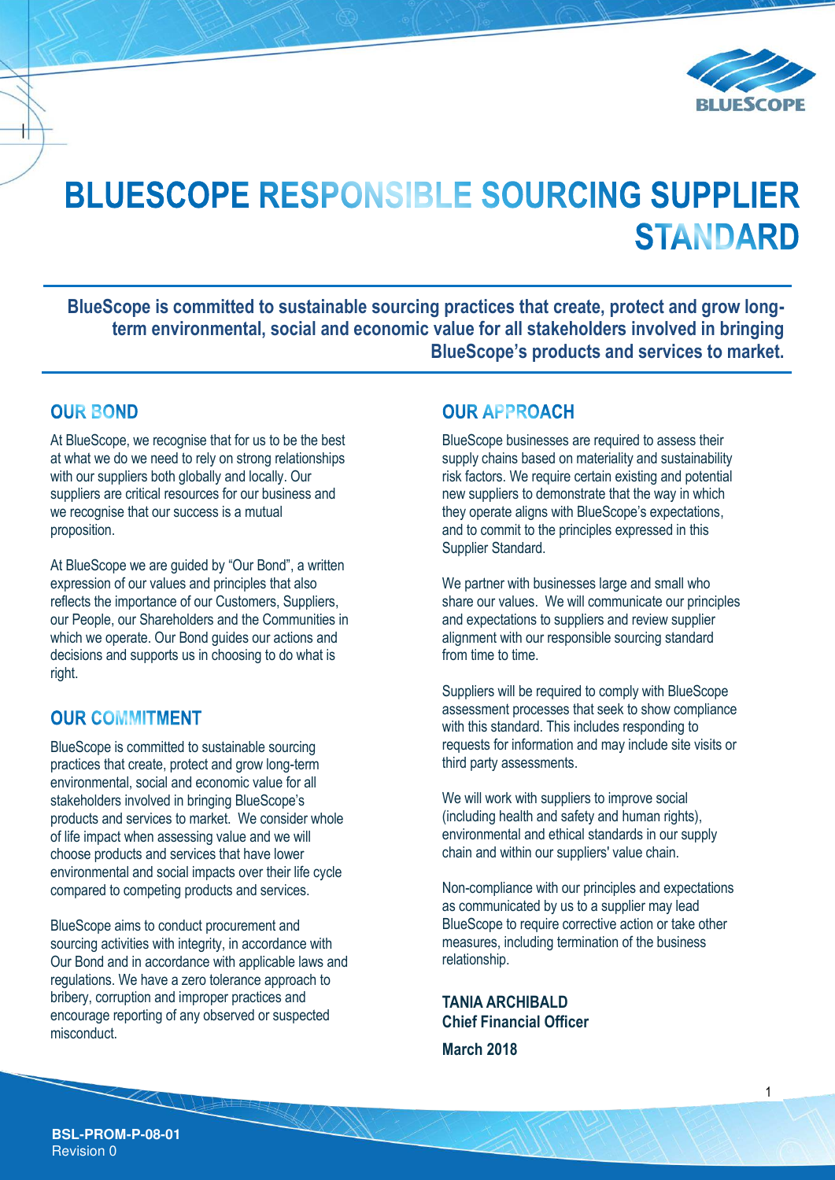# BLUESCOPE RESPONSIBLE SOURCING SUPPLIER STANDARD

**BlueScope is committed to sustainable sourcing practices that create, protect and grow long-term environmental, social and economic value for all stakeholders involved in bringing BlueScope's products and services to market.**

## OUR BOND

At BlueScope, we recognise that for us to be the best at what we do we need to rely on strong relationships with our suppliers both globally and locally. Our suppliers are critical resources for our business and we recognise that our success is a mutual proposition.

At BlueScope we are guided by "Our Bond", a written expression of our values and principles that also reflects the importance of our Customers, Suppliers, our People, our Shareholders and the Communities in which we operate. Our Bond guides our actions and decisions and supports us in choosing to do what is right.

## OUR COMMITMENT

BlueScope is committed to sustainable sourcing practices that create, protect and grow long-term environmental, social and economic value for all stakeholders involved in bringing BlueScope's products and services to market. We consider whole of life impact when assessing value and we will choose products and services that have lower environmental and social impacts over their life cycle compared to competing products and services.

BlueScope aims to conduct procurement and sourcing activities with integrity, in accordance with Our Bond and in accordance with applicable laws and regulations. We have a zero tolerance approach to bribery, corruption and improper practices and encourage reporting of any observed or suspected misconduct.

## OUR APPROACH

BlueScope businesses are required to assess their supply chains based on materiality and sustainability risk factors. We require certain existing and potential new suppliers to demonstrate that the way in which they operate aligns with BlueScope's expectations, and to commit to the principles expressed in this Supplier Standard.

We partner with businesses large and small who share our values. We will communicate our principles and expectations to suppliers and review supplier alignment with our responsible sourcing standard from time to time.

Suppliers will be required to comply with BlueScope assessment processes that seek to show compliance with this standard. This includes responding to requests for information and may include site visits or third party assessments.

We will work with suppliers to improve social (including health and safety and human rights), environmental and ethical standards in our supply chain and within our suppliers' value chain.

Non-compliance with our principles and expectations as communicated by us to a supplier may lead BlueScope to require corrective action or take other measures, including termination of the business relationship.

**TANIA ARCHIBALD**
**Chief Financial Officer**

**March 2018**

**BSL-PROM-P-08-01**
Revision 0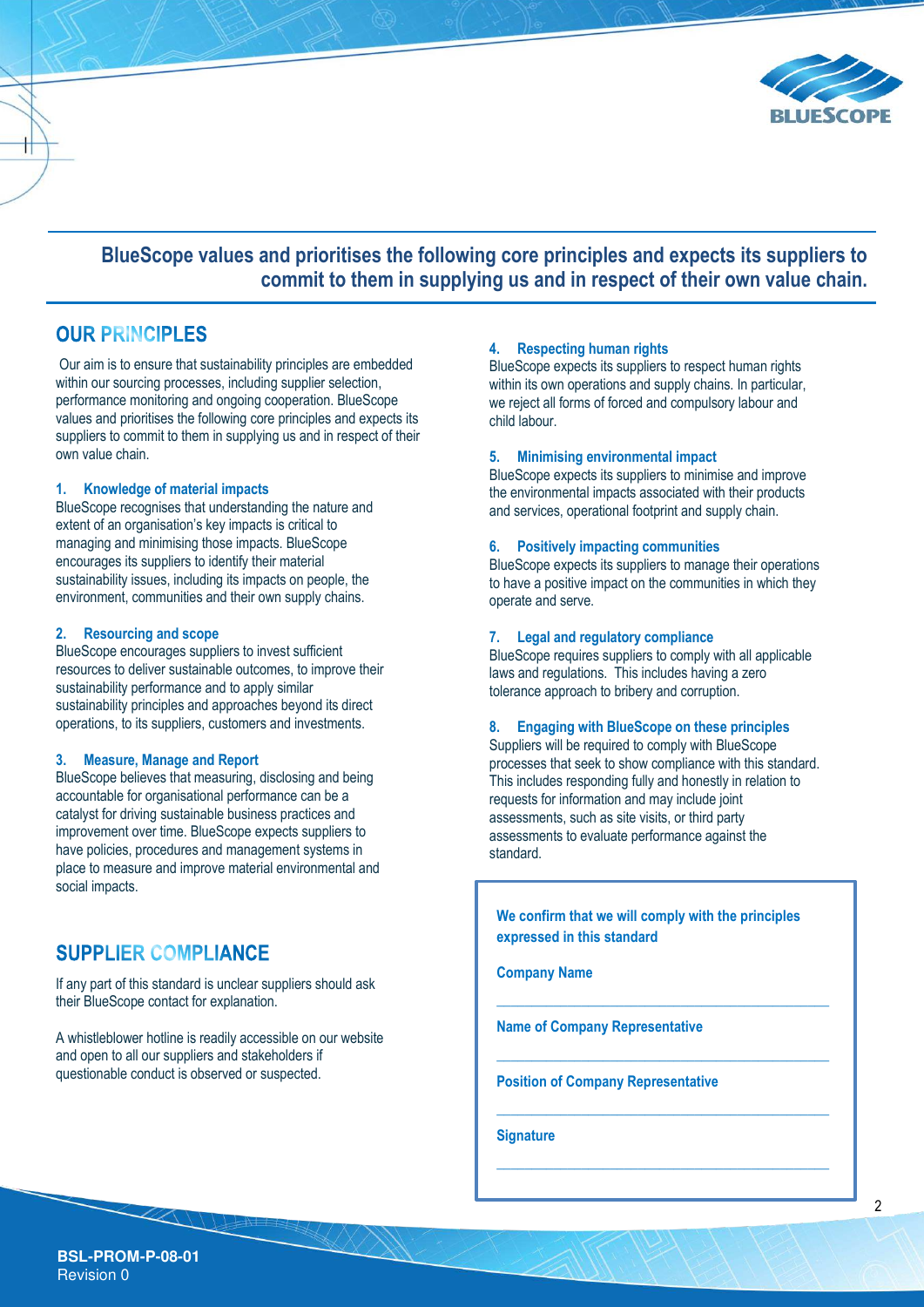**BlueScope values and prioritises the following core principles and expects its suppliers to commit to them in supplying us and in respect of their own value chain.**

## OUR PRINCIPLES

Our aim is to ensure that sustainability principles are embedded within our sourcing processes, including supplier selection, performance monitoring and ongoing cooperation. BlueScope values and prioritises the following core principles and expects its suppliers to commit to them in supplying us and in respect of their own value chain.

### 1. Knowledge of material impacts

BlueScope recognises that understanding the nature and extent of an organisation's key impacts is critical to managing and minimising those impacts. BlueScope encourages its suppliers to identify their material sustainability issues, including its impacts on people, the environment, communities and their own supply chains.

### 2. Resourcing and scope

BlueScope encourages suppliers to invest sufficient resources to deliver sustainable outcomes, to improve their sustainability performance and to apply similar sustainability principles and approaches beyond its direct operations, to its suppliers, customers and investments.

### 3. Measure, Manage and Report

BlueScope believes that measuring, disclosing and being accountable for organisational performance can be a catalyst for driving sustainable business practices and improvement over time. BlueScope expects suppliers to have policies, procedures and management systems in place to measure and improve material environmental and social impacts.

### 4. Respecting human rights

BlueScope expects its suppliers to respect human rights within its own operations and supply chains. In particular, we reject all forms of forced and compulsory labour and child labour.

### 5. Minimising environmental impact

BlueScope expects its suppliers to minimise and improve the environmental impacts associated with their products and services, operational footprint and supply chain.

### 6. Positively impacting communities

BlueScope expects its suppliers to manage their operations to have a positive impact on the communities in which they operate and serve.

### 7. Legal and regulatory compliance

BlueScope requires suppliers to comply with all applicable laws and regulations. This includes having a zero tolerance approach to bribery and corruption.

### 8. Engaging with BlueScope on these principles

Suppliers will be required to comply with BlueScope processes that seek to show compliance with this standard. This includes responding fully and honestly in relation to requests for information and may include joint assessments, such as site visits, or third party assessments to evaluate performance against the standard.

## SUPPLIER COMPLIANCE

If any part of this standard is unclear suppliers should ask their BlueScope contact for explanation.

A whistleblower hotline is readily accessible on our website and open to all our suppliers and stakeholders if questionable conduct is observed or suspected.

**We confirm that we will comply with the principles expressed in this standard**

**Company Name**

\_\_\_\_\_\_\_\_\_\_\_\_\_\_\_\_\_\_\_\_\_\_\_\_\_\_\_\_\_\_\_\_\_\_\_\_\_\_\_\_

**Name of Company Representative**

\_\_\_\_\_\_\_\_\_\_\_\_\_\_\_\_\_\_\_\_\_\_\_\_\_\_\_\_\_\_\_\_\_\_\_\_\_\_\_\_

**Position of Company Representative**

\_\_\_\_\_\_\_\_\_\_\_\_\_\_\_\_\_\_\_\_\_\_\_\_\_\_\_\_\_\_\_\_\_\_\_\_\_\_\_\_

**Signature**

\_\_\_\_\_\_\_\_\_\_\_\_\_\_\_\_\_\_\_\_\_\_\_\_\_\_\_\_\_\_\_\_\_\_\_\_\_\_\_\_

**BSL-PROM-P-08-01**
Revision 0